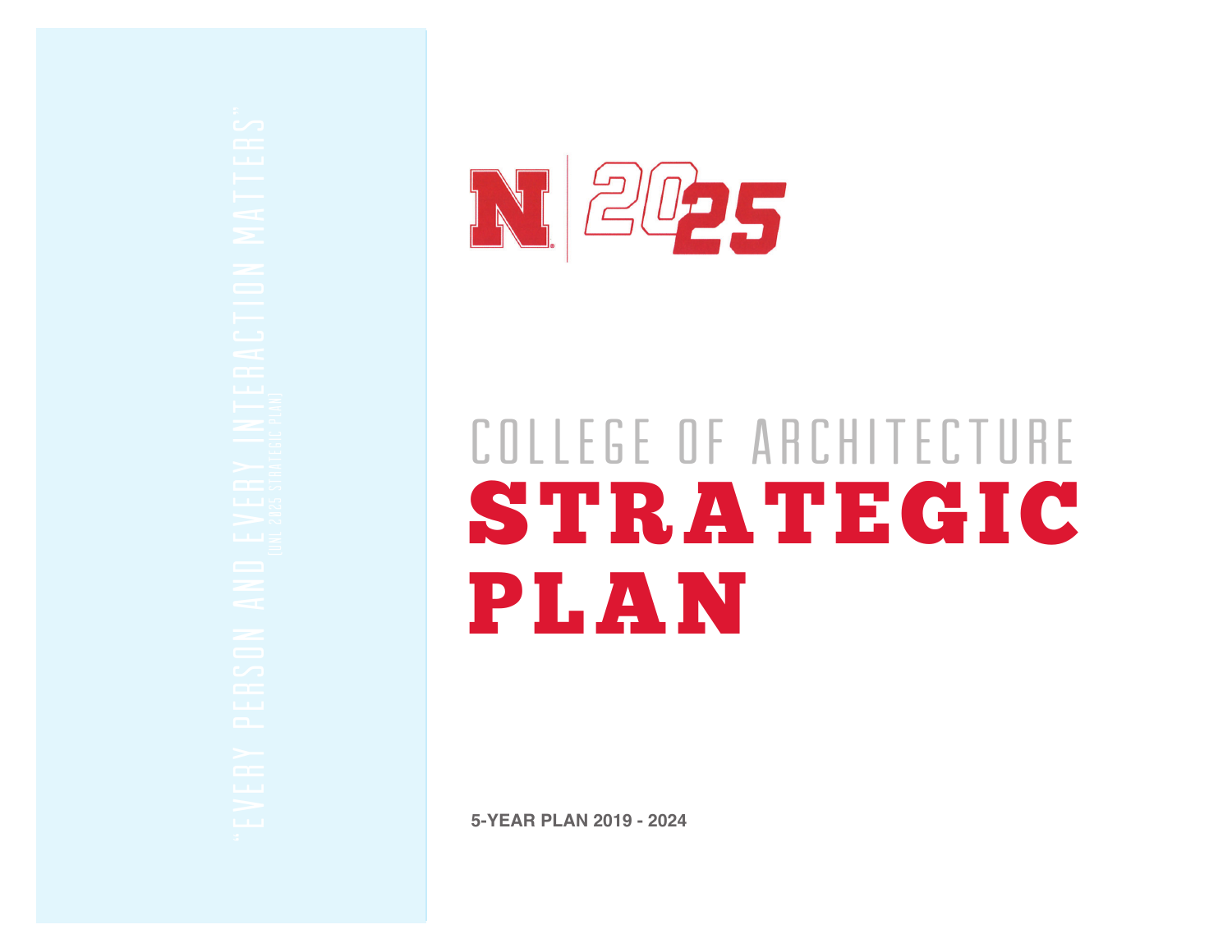"EVERY PERSON AND EVERY INTERACTION MATTERS"

(UNL 2025 STRATEGIC PLAN)

N | 2025

COLLEGE OF ARCHITECTURE

# STRATEGIC PLAN

**5-YEAR PLAN 2019 - 2024**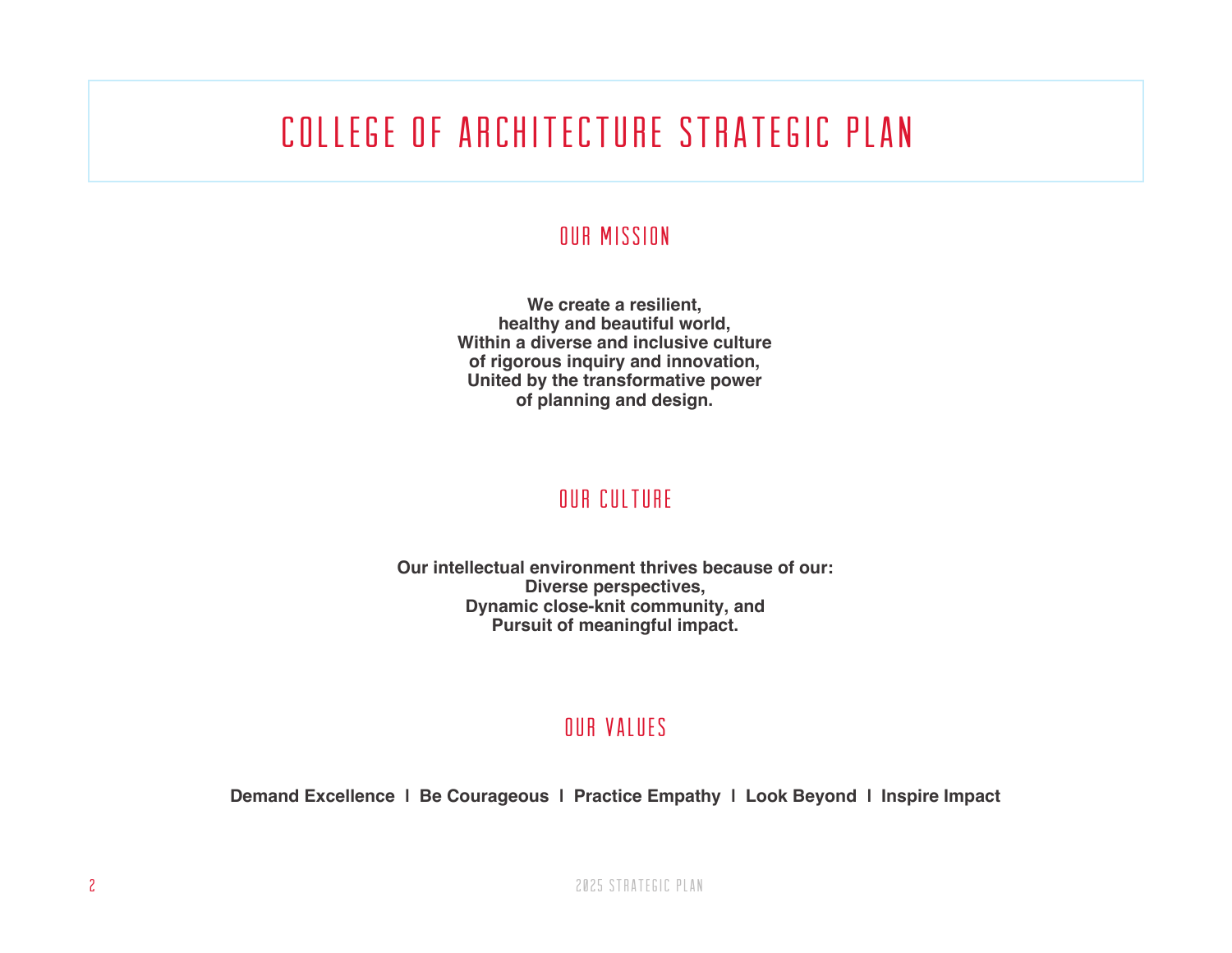# COLLEGE OF ARCHITECTURE STRATEGIC PLAN

## OUR MISSION

**We create a resilient,
healthy and beautiful world,
Within a diverse and inclusive culture
of rigorous inquiry and innovation,
United by the transformative power
of planning and design.**

## OUR CULTURE

**Our intellectual environment thrives because of our:
Diverse perspectives,
Dynamic close-knit community, and
Pursuit of meaningful impact.**

## OUR VALUES

**Demand Excellence I Be Courageous I Practice Empathy I Look Beyond I Inspire Impact**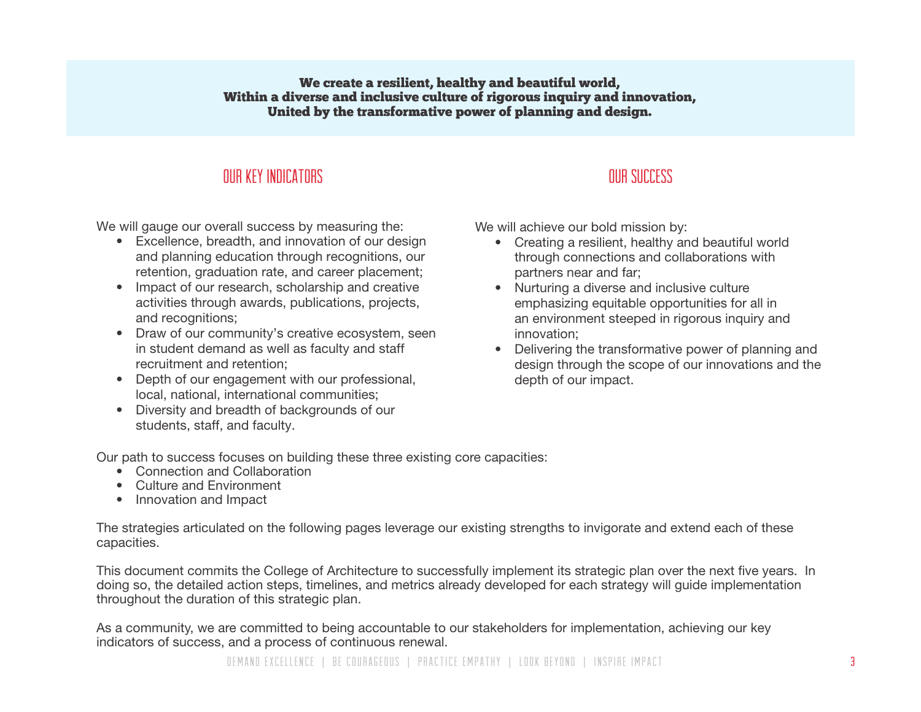**We create a resilient, healthy and beautiful world,**
**Within a diverse and inclusive culture of rigorous inquiry and innovation,**
**United by the transformative power of planning and design.**

## OUR KEY INDICATORS

We will gauge our overall success by measuring the:

- Excellence, breadth, and innovation of our design and planning education through recognitions, our retention, graduation rate, and career placement;
- Impact of our research, scholarship and creative activities through awards, publications, projects, and recognitions;
- Draw of our community's creative ecosystem, seen in student demand as well as faculty and staff recruitment and retention;
- Depth of our engagement with our professional, local, national, international communities;
- Diversity and breadth of backgrounds of our students, staff, and faculty.

## OUR SUCCESS

We will achieve our bold mission by:

- Creating a resilient, healthy and beautiful world through connections and collaborations with partners near and far;
- Nurturing a diverse and inclusive culture emphasizing equitable opportunities for all in an environment steeped in rigorous inquiry and innovation;
- Delivering the transformative power of planning and design through the scope of our innovations and the depth of our impact.

Our path to success focuses on building these three existing core capacities:

- Connection and Collaboration
- Culture and Environment
- Innovation and Impact

The strategies articulated on the following pages leverage our existing strengths to invigorate and extend each of these capacities.

This document commits the College of Architecture to successfully implement its strategic plan over the next five years. In doing so, the detailed action steps, timelines, and metrics already developed for each strategy will guide implementation throughout the duration of this strategic plan.

As a community, we are committed to being accountable to our stakeholders for implementation, achieving our key indicators of success, and a process of continuous renewal.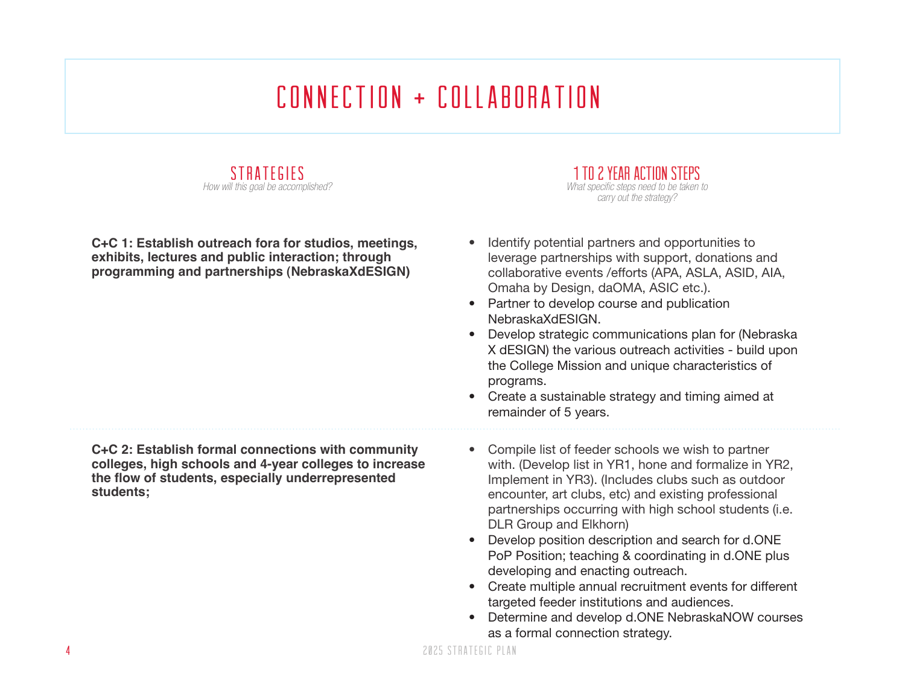# CONNECTION + COLLABORATION

| STRATEGIES<br>*How will this goal be accomplished?* | 1 TO 2 YEAR ACTION STEPS<br>*What specific steps need to be taken to carry out the strategy?* |
|---|---|
| **C+C 1: Establish outreach fora for studios, meetings, exhibits, lectures and public interaction; through programming and partnerships (NebraskaXdESIGN)** | • Identify potential partners and opportunities to leverage partnerships with support, donations and collaborative events /efforts (APA, ASLA, ASID, AIA, Omaha by Design, daOMA, ASIC etc.).<br>• Partner to develop course and publication NebraskaXdESIGN.<br>• Develop strategic communications plan for (Nebraska X dESIGN) the various outreach activities - build upon the College Mission and unique characteristics of programs.<br>• Create a sustainable strategy and timing aimed at remainder of 5 years. |
| **C+C 2: Establish formal connections with community colleges, high schools and 4-year colleges to increase the flow of students, especially underrepresented students;** | • Compile list of feeder schools we wish to partner with. (Develop list in YR1, hone and formalize in YR2, Implement in YR3). (Includes clubs such as outdoor encounter, art clubs, etc) and existing professional partnerships occurring with high school students (i.e. DLR Group and Elkhorn)<br>• Develop position description and search for d.ONE PoP Position; teaching & coordinating in d.ONE plus developing and enacting outreach.<br>• Create multiple annual recruitment events for different targeted feeder institutions and audiences.<br>• Determine and develop d.ONE NebraskaNOW courses as a formal connection strategy. |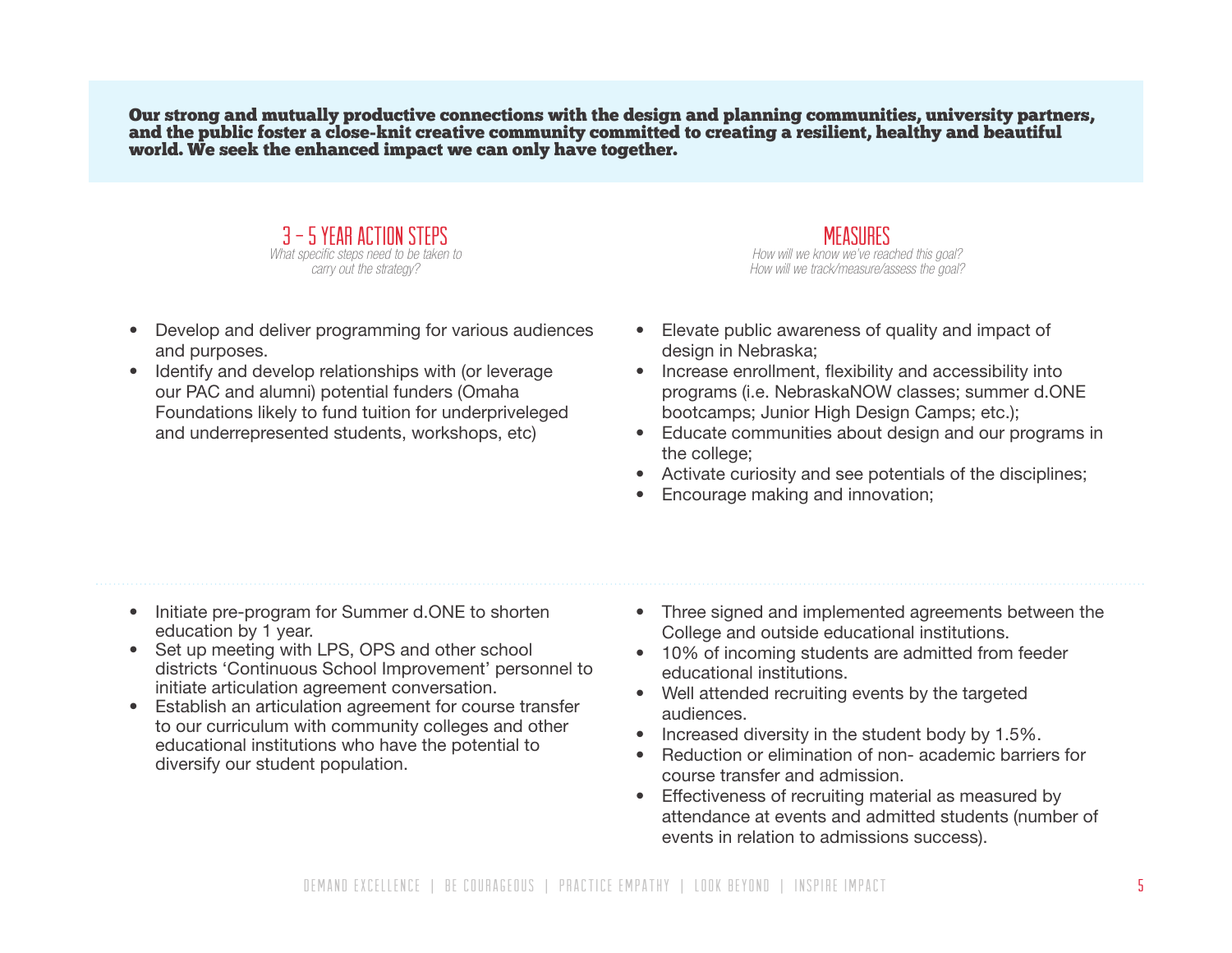**Our strong and mutually productive connections with the design and planning communities, university partners, and the public foster a close-knit creative community committed to creating a resilient, healthy and beautiful world. We seek the enhanced impact we can only have together.**

| 3 – 5 YEAR ACTION STEPS<br>*What specific steps need to be taken to carry out the strategy?* | MEASURES<br>*How will we know we've reached this goal? How will we track/measure/assess the goal?* |
|---|---|
| • Develop and deliver programming for various audiences and purposes.<br>• Identify and develop relationships with (or leverage our PAC and alumni) potential funders (Omaha Foundations likely to fund tuition for underpriveleged and underrepresented students, workshops, etc) | • Elevate public awareness of quality and impact of design in Nebraska;<br>• Increase enrollment, flexibility and accessibility into programs (i.e. NebraskaNOW classes; summer d.ONE bootcamps; Junior High Design Camps; etc.);<br>• Educate communities about design and our programs in the college;<br>• Activate curiosity and see potentials of the disciplines;<br>• Encourage making and innovation; |
| • Initiate pre-program for Summer d.ONE to shorten education by 1 year.<br>• Set up meeting with LPS, OPS and other school districts 'Continuous School Improvement' personnel to initiate articulation agreement conversation.<br>• Establish an articulation agreement for course transfer to our curriculum with community colleges and other educational institutions who have the potential to diversify our student population. | • Three signed and implemented agreements between the College and outside educational institutions.<br>• 10% of incoming students are admitted from feeder educational institutions.<br>• Well attended recruiting events by the targeted audiences.<br>• Increased diversity in the student body by 1.5%.<br>• Reduction or elimination of non- academic barriers for course transfer and admission.<br>• Effectiveness of recruiting material as measured by attendance at events and admitted students (number of events in relation to admissions success). |

DEMAND EXCELLENCE | BE COURAGEOUS | PRACTICE EMPATHY | LOOK BEYOND | INSPIRE IMPACT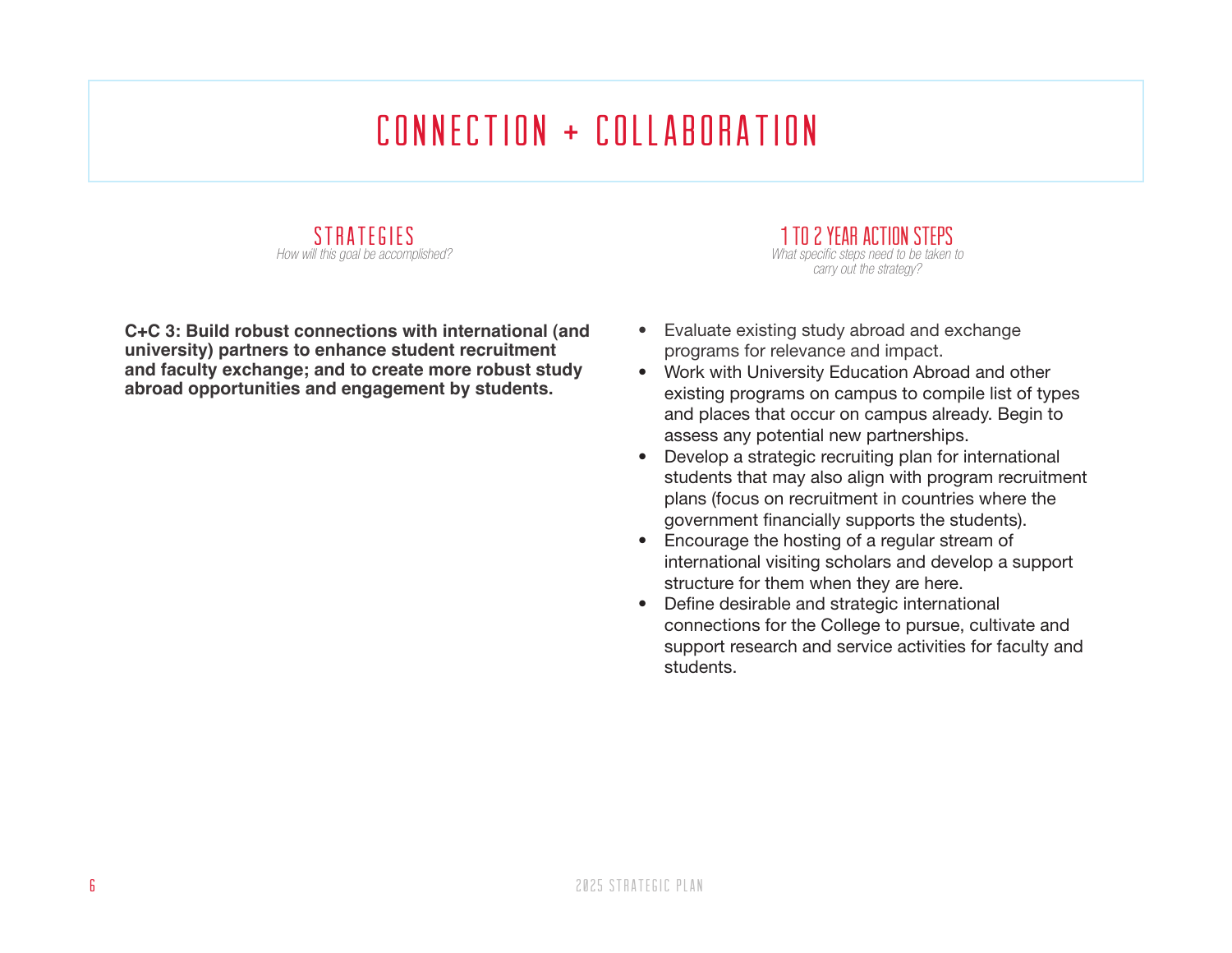# CONNECTION + COLLABORATION

| STRATEGIES<br>*How will this goal be accomplished?* | 1 TO 2 YEAR ACTION STEPS<br>*What specific steps need to be taken to carry out the strategy?* |
| --- | --- |
| **C+C 3: Build robust connections with international (and university) partners to enhance student recruitment and faculty exchange; and to create more robust study abroad opportunities and engagement by students.** | • Evaluate existing study abroad and exchange programs for relevance and impact.<br>• Work with University Education Abroad and other existing programs on campus to compile list of types and places that occur on campus already. Begin to assess any potential new partnerships.<br>• Develop a strategic recruiting plan for international students that may also align with program recruitment plans (focus on recruitment in countries where the government financially supports the students).<br>• Encourage the hosting of a regular stream of international visiting scholars and develop a support structure for them when they are here.<br>• Define desirable and strategic international connections for the College to pursue, cultivate and support research and service activities for faculty and students. |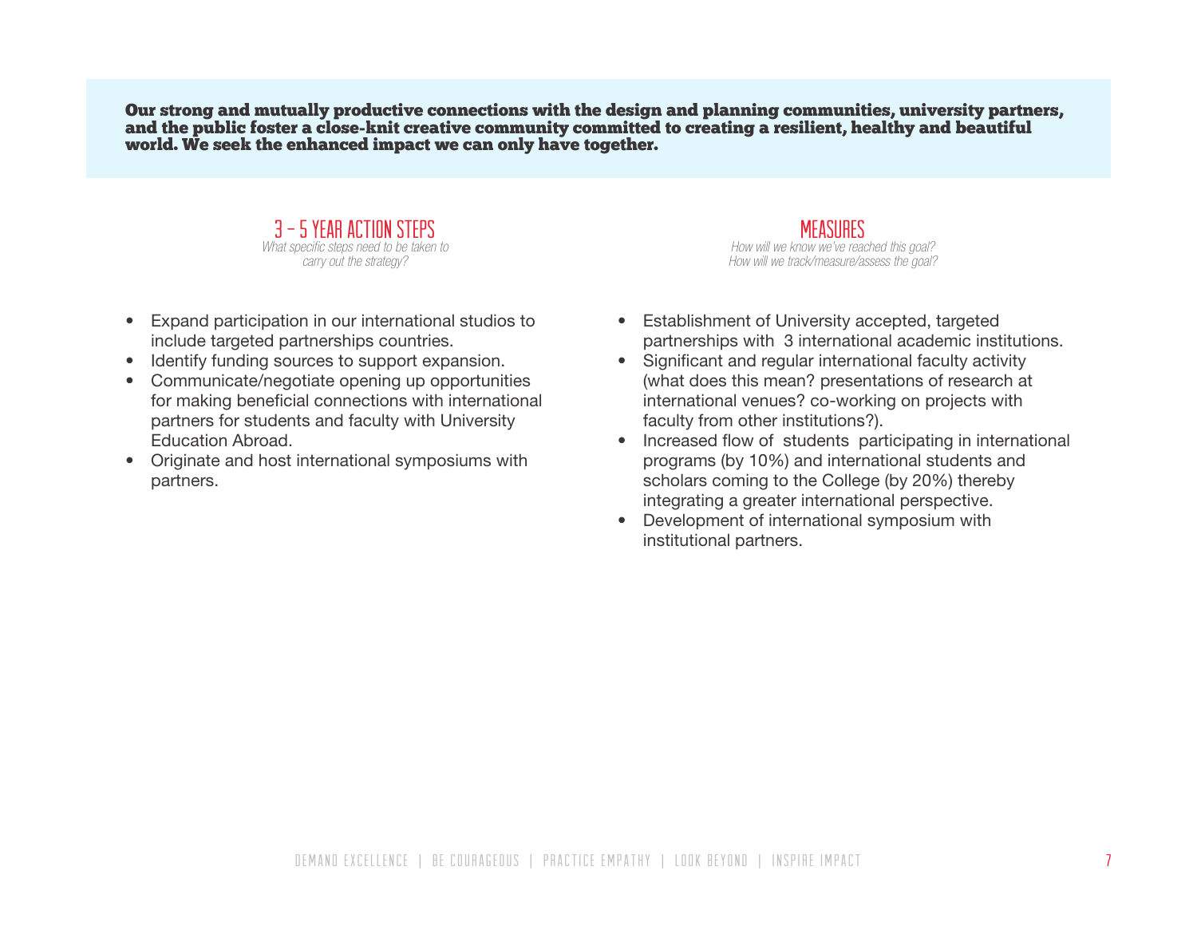**Our strong and mutually productive connections with the design and planning communities, university partners, and the public foster a close-knit creative community committed to creating a resilient, healthy and beautiful world. We seek the enhanced impact we can only have together.**

## 3 – 5 YEAR ACTION STEPS

*What specific steps need to be taken to carry out the strategy?*

- Expand participation in our international studios to include targeted partnerships countries.
- Identify funding sources to support expansion.
- Communicate/negotiate opening up opportunities for making beneficial connections with international partners for students and faculty with University Education Abroad.
- Originate and host international symposiums with partners.

## MEASURES

*How will we know we've reached this goal?*
*How will we track/measure/assess the goal?*

- Establishment of University accepted, targeted partnerships with 3 international academic institutions.
- Significant and regular international faculty activity (what does this mean? presentations of research at international venues? co-working on projects with faculty from other institutions?).
- Increased flow of students participating in international programs (by 10%) and international students and scholars coming to the College (by 20%) thereby integrating a greater international perspective.
- Development of international symposium with institutional partners.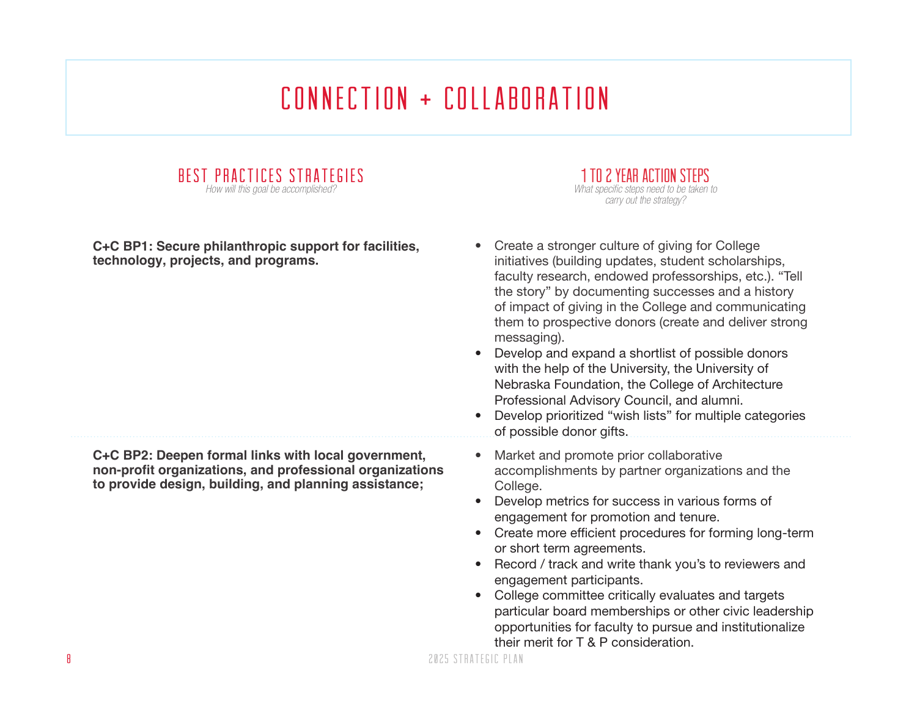# CONNECTION + COLLABORATION

| BEST PRACTICES STRATEGIES *How will this goal be accomplished?* | 1 TO 2 YEAR ACTION STEPS *What specific steps need to be taken to carry out the strategy?* |
| --- | --- |
| **C+C BP1: Secure philanthropic support for facilities, technology, projects, and programs.** | • Create a stronger culture of giving for College initiatives (building updates, student scholarships, faculty research, endowed professorships, etc.). "Tell the story" by documenting successes and a history of impact of giving in the College and communicating them to prospective donors (create and deliver strong messaging).<br>• Develop and expand a shortlist of possible donors with the help of the University, the University of Nebraska Foundation, the College of Architecture Professional Advisory Council, and alumni.<br>• Develop prioritized "wish lists" for multiple categories of possible donor gifts. |
| **C+C BP2: Deepen formal links with local government, non-profit organizations, and professional organizations to provide design, building, and planning assistance;** | • Market and promote prior collaborative accomplishments by partner organizations and the College.<br>• Develop metrics for success in various forms of engagement for promotion and tenure.<br>• Create more efficient procedures for forming long-term or short term agreements.<br>• Record / track and write thank you's to reviewers and engagement participants.<br>• College committee critically evaluates and targets particular board memberships or other civic leadership opportunities for faculty to pursue and institutionalize their merit for T & P consideration. |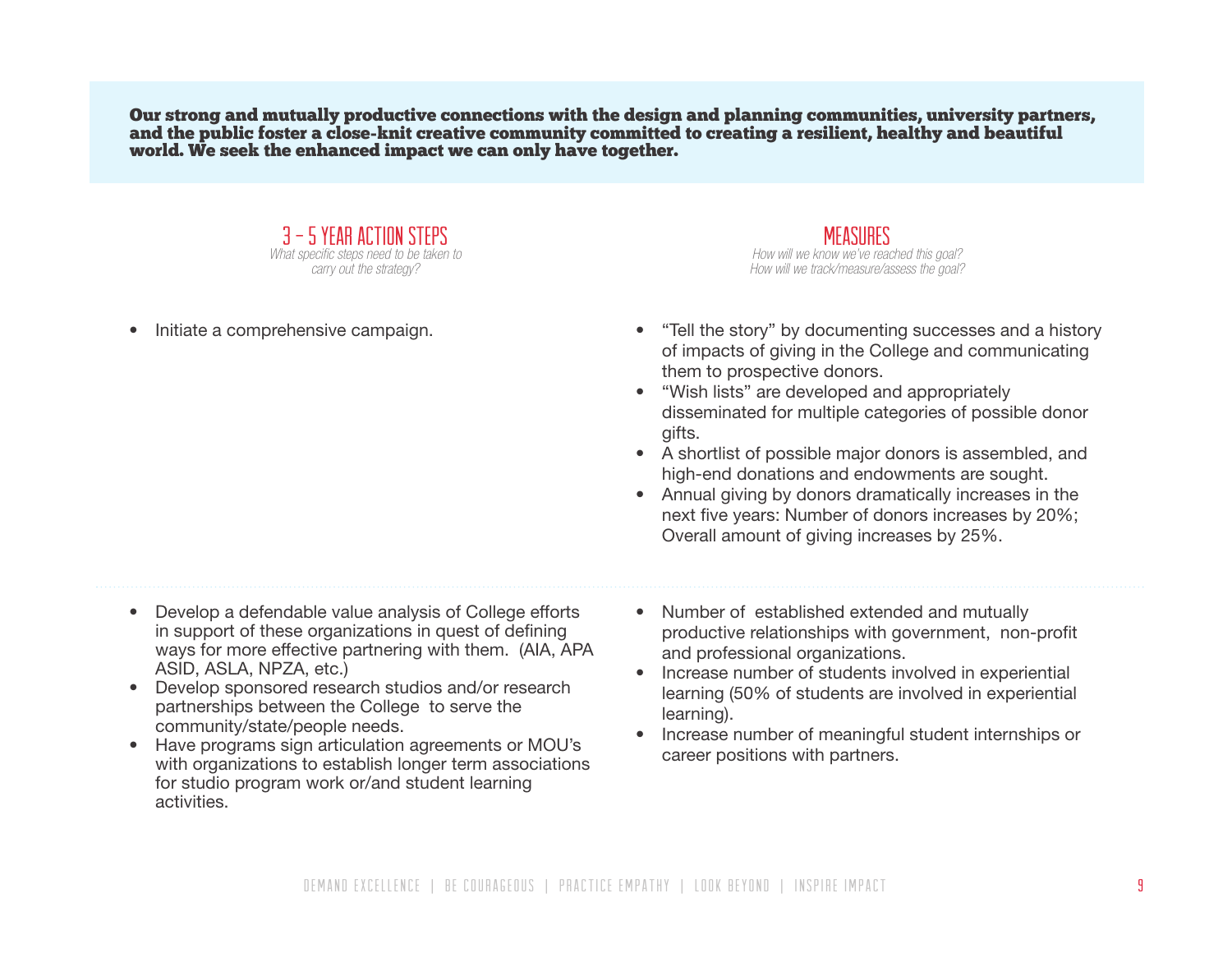**Our strong and mutually productive connections with the design and planning communities, university partners, and the public foster a close-knit creative community committed to creating a resilient, healthy and beautiful world. We seek the enhanced impact we can only have together.**

| 3 – 5 YEAR ACTION STEPS<br>*What specific steps need to be taken to carry out the strategy?* | MEASURES<br>*How will we know we've reached this goal? How will we track/measure/assess the goal?* |
|---|---|
| • Initiate a comprehensive campaign. | • "Tell the story" by documenting successes and a history of impacts of giving in the College and communicating them to prospective donors.<br>• "Wish lists" are developed and appropriately disseminated for multiple categories of possible donor gifts.<br>• A shortlist of possible major donors is assembled, and high-end donations and endowments are sought.<br>• Annual giving by donors dramatically increases in the next five years: Number of donors increases by 20%; Overall amount of giving increases by 25%. |
| • Develop a defendable value analysis of College efforts in support of these organizations in quest of defining ways for more effective partnering with them. (AIA, APA ASID, ASLA, NPZA, etc.)<br>• Develop sponsored research studios and/or research partnerships between the College to serve the community/state/people needs.<br>• Have programs sign articulation agreements or MOU's with organizations to establish longer term associations for studio program work or/and student learning activities. | • Number of established extended and mutually productive relationships with government, non-profit and professional organizations.<br>• Increase number of students involved in experiential learning (50% of students are involved in experiential learning).<br>• Increase number of meaningful student internships or career positions with partners. |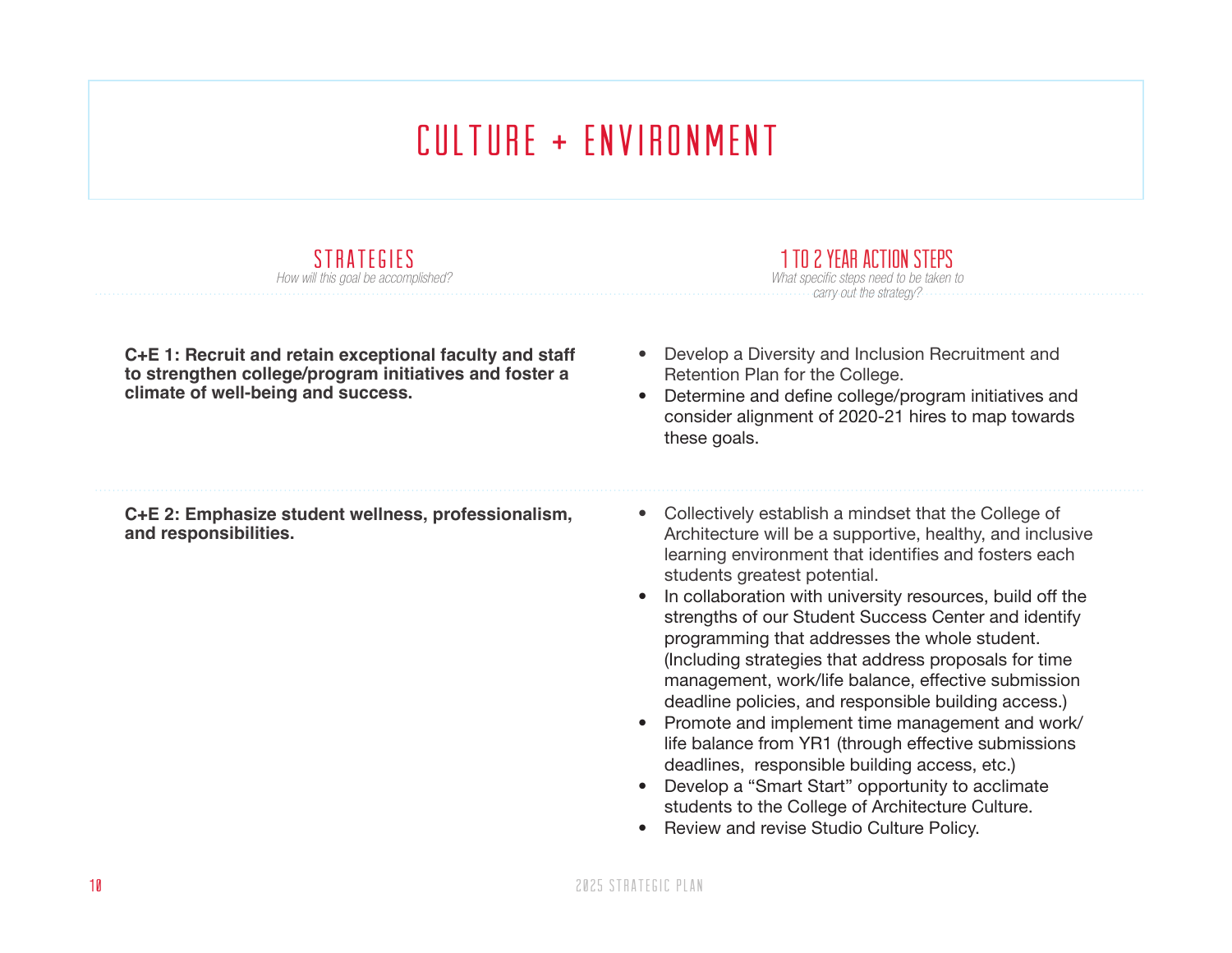# CULTURE + ENVIRONMENT

| STRATEGIES<br>*How will this goal be accomplished?* | 1 TO 2 YEAR ACTION STEPS<br>*What specific steps need to be taken to carry out the strategy?* |
|---|---|
| **C+E 1: Recruit and retain exceptional faculty and staff to strengthen college/program initiatives and foster a climate of well-being and success.** | • Develop a Diversity and Inclusion Recruitment and Retention Plan for the College.<br>• Determine and define college/program initiatives and consider alignment of 2020-21 hires to map towards these goals. |
| **C+E 2: Emphasize student wellness, professionalism, and responsibilities.** | • Collectively establish a mindset that the College of Architecture will be a supportive, healthy, and inclusive learning environment that identifies and fosters each students greatest potential.<br>• In collaboration with university resources, build off the strengths of our Student Success Center and identify programming that addresses the whole student. (Including strategies that address proposals for time management, work/life balance, effective submission deadline policies, and responsible building access.)<br>• Promote and implement time management and work/life balance from YR1 (through effective submissions deadlines, responsible building access, etc.)<br>• Develop a "Smart Start" opportunity to acclimate students to the College of Architecture Culture.<br>• Review and revise Studio Culture Policy. |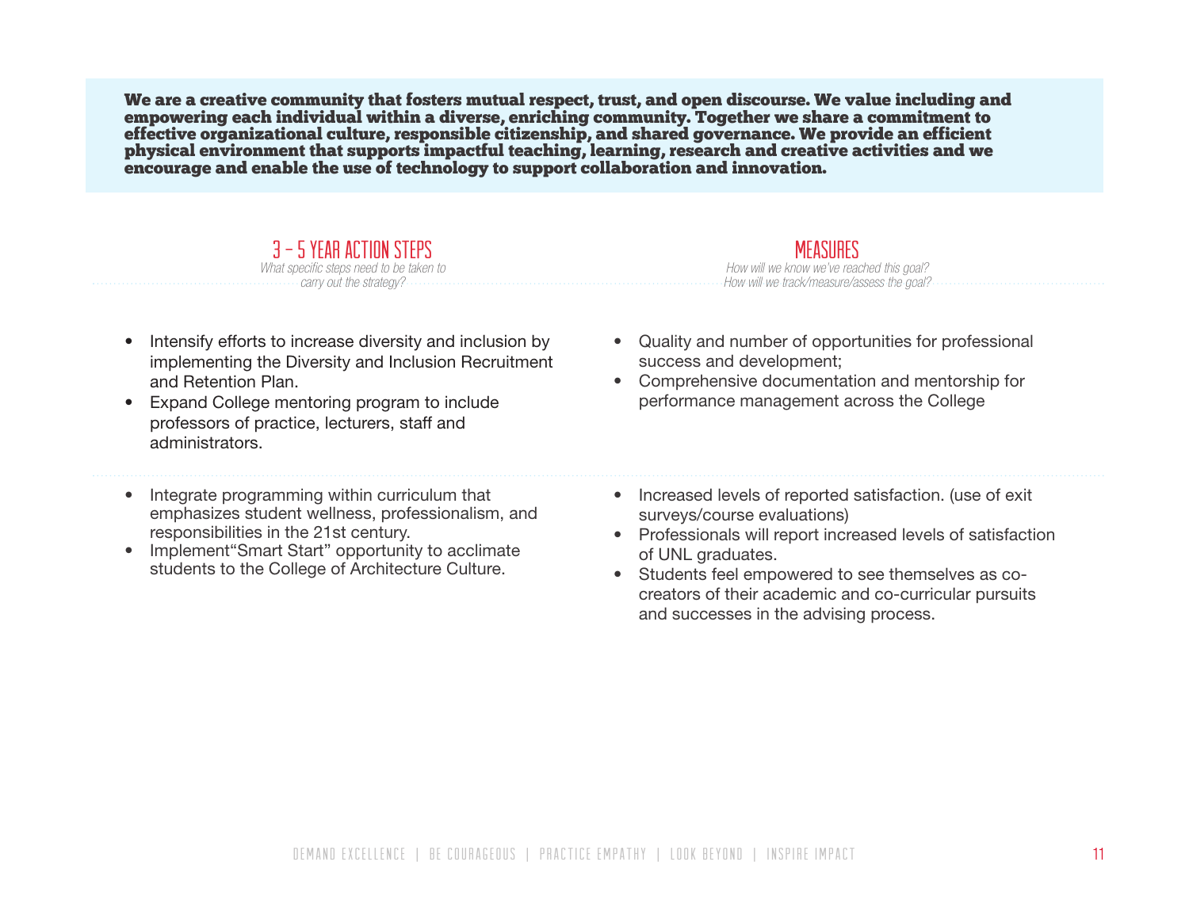**We are a creative community that fosters mutual respect, trust, and open discourse. We value including and empowering each individual within a diverse, enriching community. Together we share a commitment to effective organizational culture, responsible citizenship, and shared governance. We provide an efficient physical environment that supports impactful teaching, learning, research and creative activities and we encourage and enable the use of technology to support collaboration and innovation.**

| 3 – 5 YEAR ACTION STEPS<br>*What specific steps need to be taken to carry out the strategy?* | MEASURES<br>*How will we know we've reached this goal? How will we track/measure/assess the goal?* |
|---|---|
| • Intensify efforts to increase diversity and inclusion by implementing the Diversity and Inclusion Recruitment and Retention Plan.<br>• Expand College mentoring program to include professors of practice, lecturers, staff and administrators. | • Quality and number of opportunities for professional success and development;<br>• Comprehensive documentation and mentorship for performance management across the College |
| • Integrate programming within curriculum that emphasizes student wellness, professionalism, and responsibilities in the 21st century.<br>• Implement"Smart Start" opportunity to acclimate students to the College of Architecture Culture. | • Increased levels of reported satisfaction. (use of exit surveys/course evaluations)<br>• Professionals will report increased levels of satisfaction of UNL graduates.<br>• Students feel empowered to see themselves as co-creators of their academic and co-curricular pursuits and successes in the advising process. |

DEMAND EXCELLENCE | BE COURAGEOUS | PRACTICE EMPATHY | LOOK BEYOND | INSPIRE IMPACT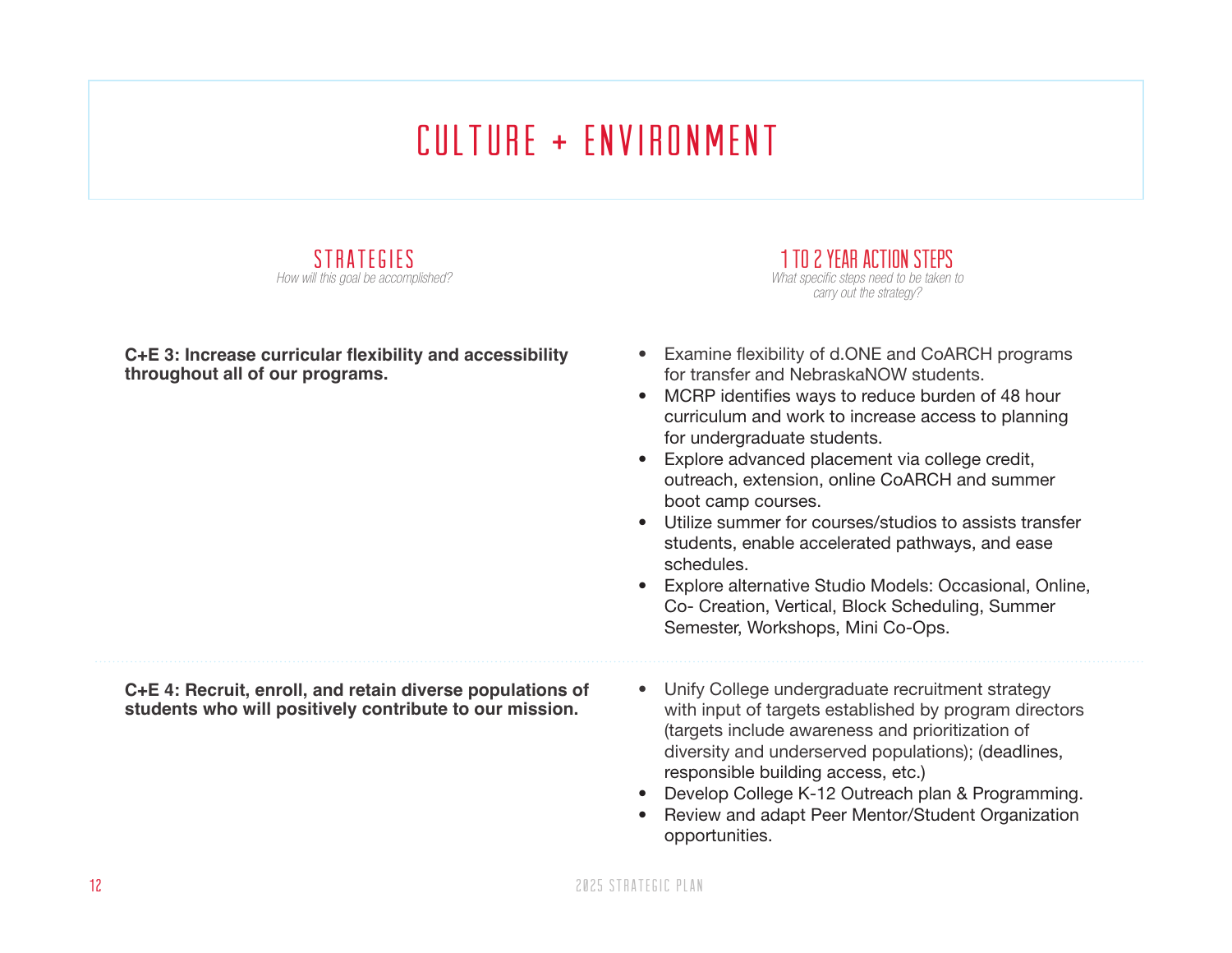# CULTURE + ENVIRONMENT

| STRATEGIES<br>*How will this goal be accomplished?* | 1 TO 2 YEAR ACTION STEPS<br>*What specific steps need to be taken to carry out the strategy?* |
|---|---|
| **C+E 3: Increase curricular flexibility and accessibility throughout all of our programs.** | • Examine flexibility of d.ONE and CoARCH programs for transfer and NebraskaNOW students.<br>• MCRP identifies ways to reduce burden of 48 hour curriculum and work to increase access to planning for undergraduate students.<br>• Explore advanced placement via college credit, outreach, extension, online CoARCH and summer boot camp courses.<br>• Utilize summer for courses/studios to assists transfer students, enable accelerated pathways, and ease schedules.<br>• Explore alternative Studio Models: Occasional, Online, Co- Creation, Vertical, Block Scheduling, Summer Semester, Workshops, Mini Co-Ops. |
| **C+E 4: Recruit, enroll, and retain diverse populations of students who will positively contribute to our mission.** | • Unify College undergraduate recruitment strategy with input of targets established by program directors (targets include awareness and prioritization of diversity and underserved populations); (deadlines, responsible building access, etc.)<br>• Develop College K-12 Outreach plan & Programming.<br>• Review and adapt Peer Mentor/Student Organization opportunities. |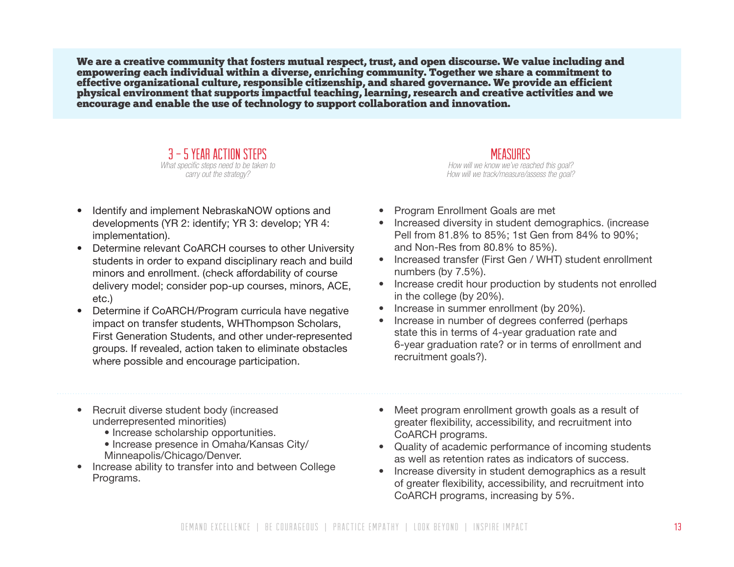**We are a creative community that fosters mutual respect, trust, and open discourse. We value including and empowering each individual within a diverse, enriching community. Together we share a commitment to effective organizational culture, responsible citizenship, and shared governance. We provide an efficient physical environment that supports impactful teaching, learning, research and creative activities and we encourage and enable the use of technology to support collaboration and innovation.**

| 3 – 5 YEAR ACTION STEPS<br>*What specific steps need to be taken to carry out the strategy?* | MEASURES<br>*How will we know we've reached this goal? How will we track/measure/assess the goal?* |
|---|---|
| • Identify and implement NebraskaNOW options and developments (YR 2: identify; YR 3: develop; YR 4: implementation).<br>• Determine relevant CoARCH courses to other University students in order to expand disciplinary reach and build minors and enrollment. (check affordability of course delivery model; consider pop-up courses, minors, ACE, etc.)<br>• Determine if CoARCH/Program curricula have negative impact on transfer students, WHThompson Scholars, First Generation Students, and other under-represented groups. If revealed, action taken to eliminate obstacles where possible and encourage participation. | • Program Enrollment Goals are met<br>• Increased diversity in student demographics. (increase Pell from 81.8% to 85%; 1st Gen from 84% to 90%; and Non-Res from 80.8% to 85%).<br>• Increased transfer (First Gen / WHT) student enrollment numbers (by 7.5%).<br>• Increase credit hour production by students not enrolled in the college (by 20%).<br>• Increase in summer enrollment (by 20%).<br>• Increase in number of degrees conferred (perhaps state this in terms of 4-year graduation rate and 6-year graduation rate? or in terms of enrollment and recruitment goals?). |
| • Recruit diverse student body (increased underrepresented minorities)<br>&nbsp;&nbsp;&nbsp;&nbsp;• Increase scholarship opportunities.<br>&nbsp;&nbsp;&nbsp;&nbsp;• Increase presence in Omaha/Kansas City/ Minneapolis/Chicago/Denver.<br>• Increase ability to transfer into and between College Programs. | • Meet program enrollment growth goals as a result of greater flexibility, accessibility, and recruitment into CoARCH programs.<br>• Quality of academic performance of incoming students as well as retention rates as indicators of success.<br>• Increase diversity in student demographics as a result of greater flexibility, accessibility, and recruitment into CoARCH programs, increasing by 5%. |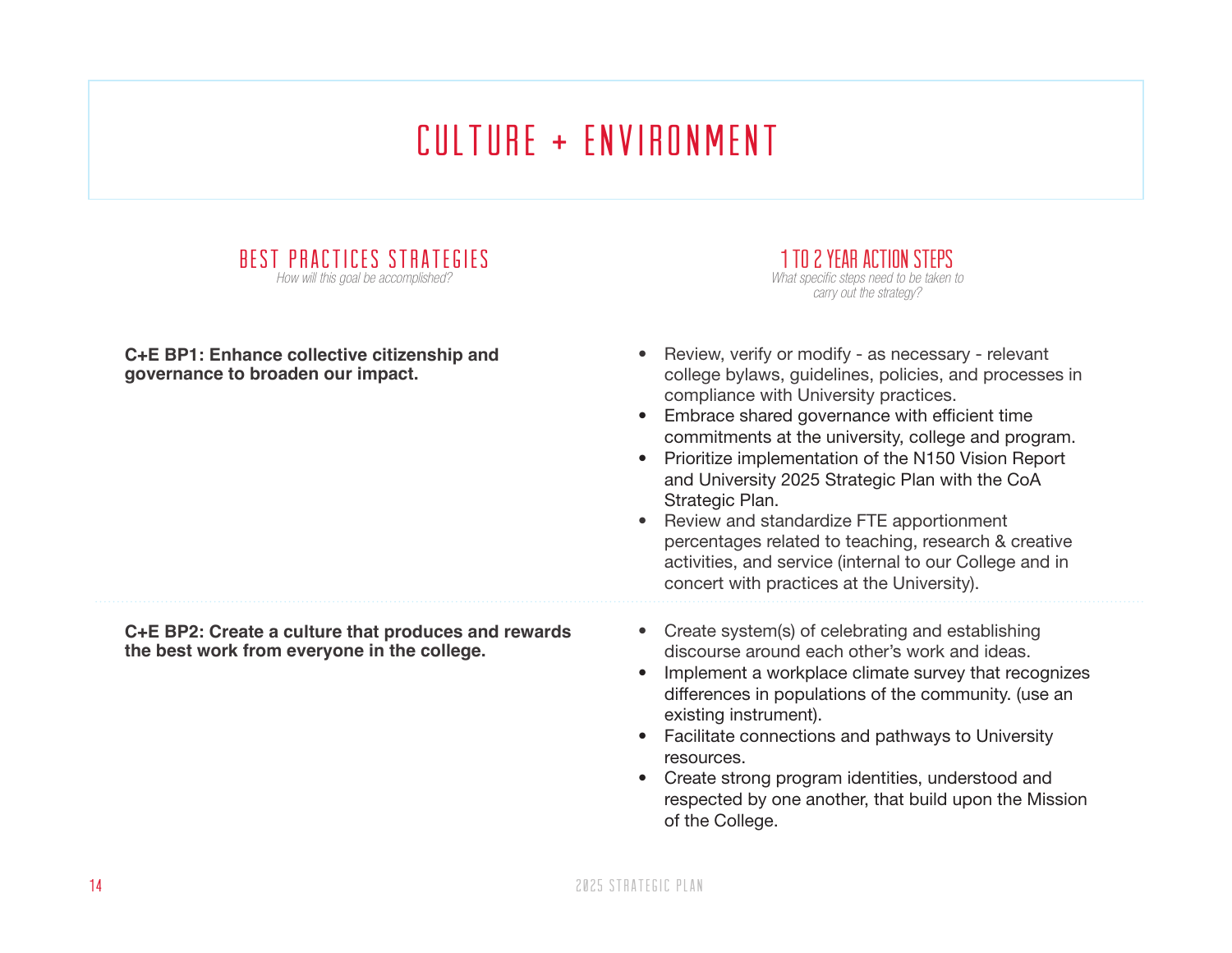# CULTURE + ENVIRONMENT

| BEST PRACTICES STRATEGIES<br>*How will this goal be accomplished?* | 1 TO 2 YEAR ACTION STEPS<br>*What specific steps need to be taken to carry out the strategy?* |
|---|---|
| **C+E BP1: Enhance collective citizenship and governance to broaden our impact.** | • Review, verify or modify - as necessary - relevant college bylaws, guidelines, policies, and processes in compliance with University practices.<br>• Embrace shared governance with efficient time commitments at the university, college and program.<br>• Prioritize implementation of the N150 Vision Report and University 2025 Strategic Plan with the CoA Strategic Plan.<br>• Review and standardize FTE apportionment percentages related to teaching, research & creative activities, and service (internal to our College and in concert with practices at the University). |
| **C+E BP2: Create a culture that produces and rewards the best work from everyone in the college.** | • Create system(s) of celebrating and establishing discourse around each other's work and ideas.<br>• Implement a workplace climate survey that recognizes differences in populations of the community. (use an existing instrument).<br>• Facilitate connections and pathways to University resources.<br>• Create strong program identities, understood and respected by one another, that build upon the Mission of the College. |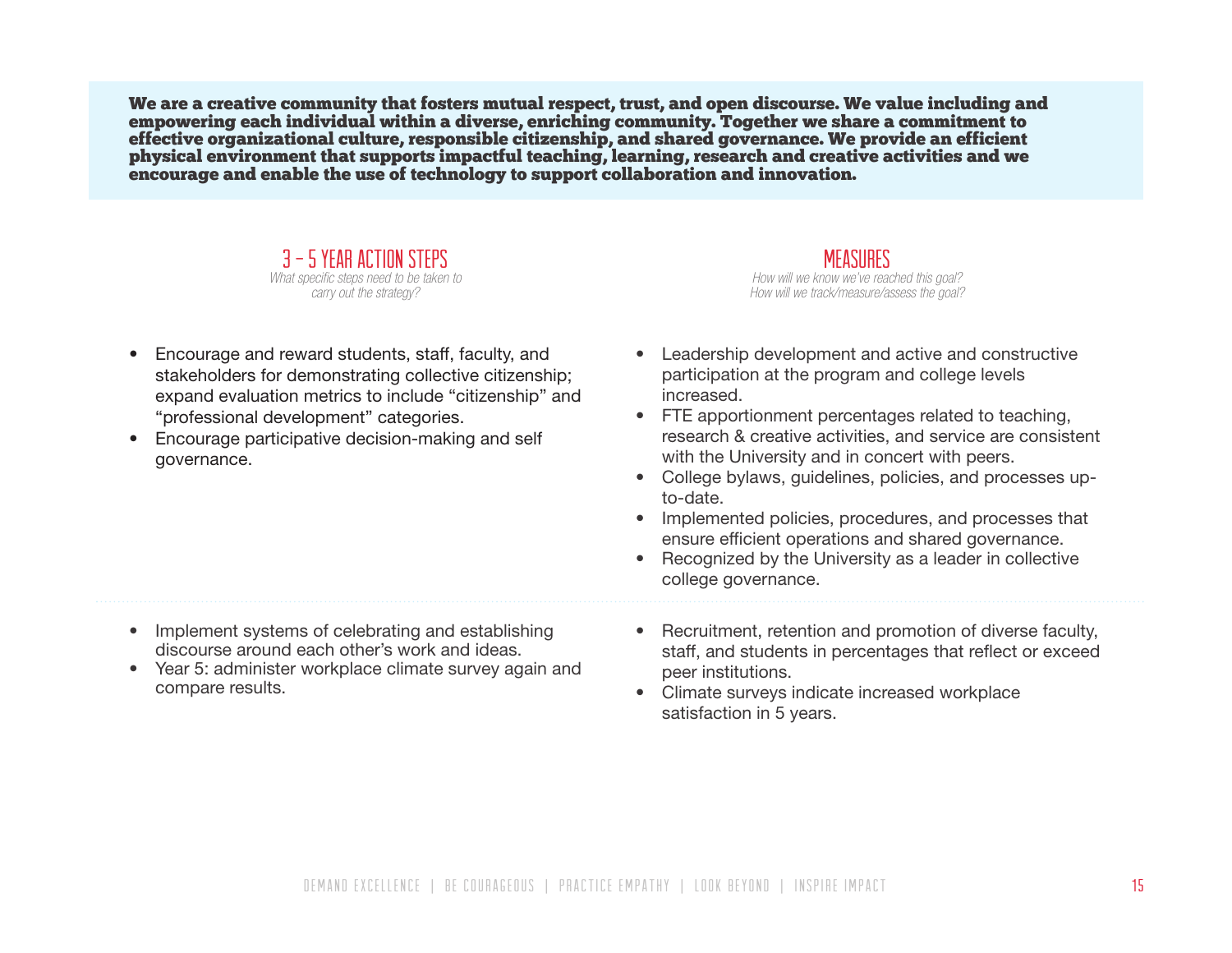**We are a creative community that fosters mutual respect, trust, and open discourse. We value including and empowering each individual within a diverse, enriching community. Together we share a commitment to effective organizational culture, responsible citizenship, and shared governance. We provide an efficient physical environment that supports impactful teaching, learning, research and creative activities and we encourage and enable the use of technology to support collaboration and innovation.**

| 3 – 5 YEAR ACTION STEPS<br>*What specific steps need to be taken to carry out the strategy?* | MEASURES<br>*How will we know we've reached this goal? How will we track/measure/assess the goal?* |
| --- | --- |
| • Encourage and reward students, staff, faculty, and stakeholders for demonstrating collective citizenship; expand evaluation metrics to include "citizenship" and "professional development" categories.<br>• Encourage participative decision-making and self governance. | • Leadership development and active and constructive participation at the program and college levels increased.<br>• FTE apportionment percentages related to teaching, research & creative activities, and service are consistent with the University and in concert with peers.<br>• College bylaws, guidelines, policies, and processes up-to-date.<br>• Implemented policies, procedures, and processes that ensure efficient operations and shared governance.<br>• Recognized by the University as a leader in collective college governance. |
| • Implement systems of celebrating and establishing discourse around each other's work and ideas.<br>• Year 5: administer workplace climate survey again and compare results. | • Recruitment, retention and promotion of diverse faculty, staff, and students in percentages that reflect or exceed peer institutions.<br>• Climate surveys indicate increased workplace satisfaction in 5 years. |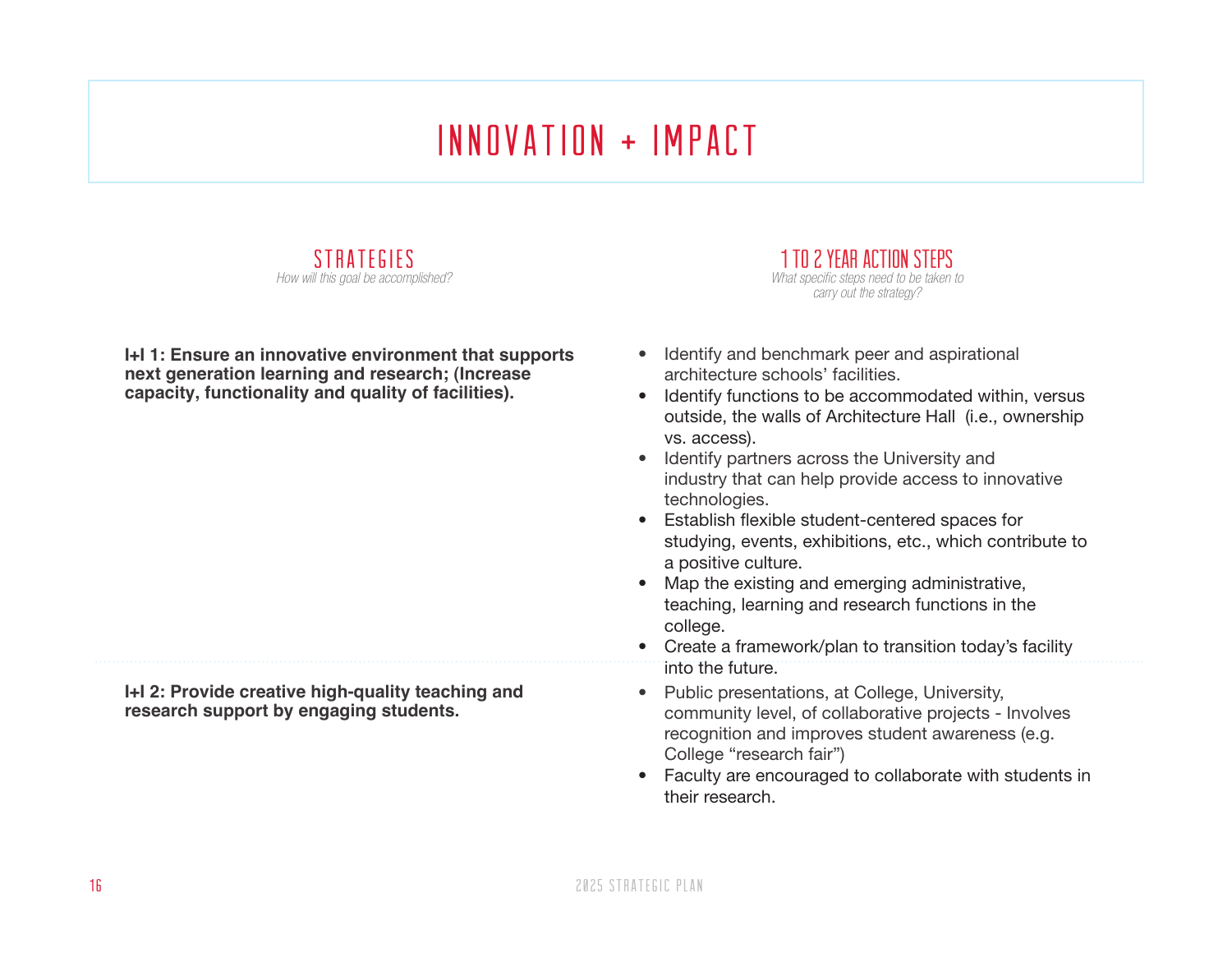# INNOVATION + IMPACT

| STRATEGIES<br>*How will this goal be accomplished?* | 1 TO 2 YEAR ACTION STEPS<br>*What specific steps need to be taken to carry out the strategy?* |
|---|---|
| **I+I 1: Ensure an innovative environment that supports next generation learning and research; (Increase capacity, functionality and quality of facilities).** | • Identify and benchmark peer and aspirational architecture schools' facilities.<br>• Identify functions to be accommodated within, versus outside, the walls of Architecture Hall (i.e., ownership vs. access).<br>• Identify partners across the University and industry that can help provide access to innovative technologies.<br>• Establish flexible student-centered spaces for studying, events, exhibitions, etc., which contribute to a positive culture.<br>• Map the existing and emerging administrative, teaching, learning and research functions in the college.<br>• Create a framework/plan to transition today's facility into the future. |
| **I+I 2: Provide creative high-quality teaching and research support by engaging students.** | • Public presentations, at College, University, community level, of collaborative projects - Involves recognition and improves student awareness (e.g. College "research fair")<br>• Faculty are encouraged to collaborate with students in their research. |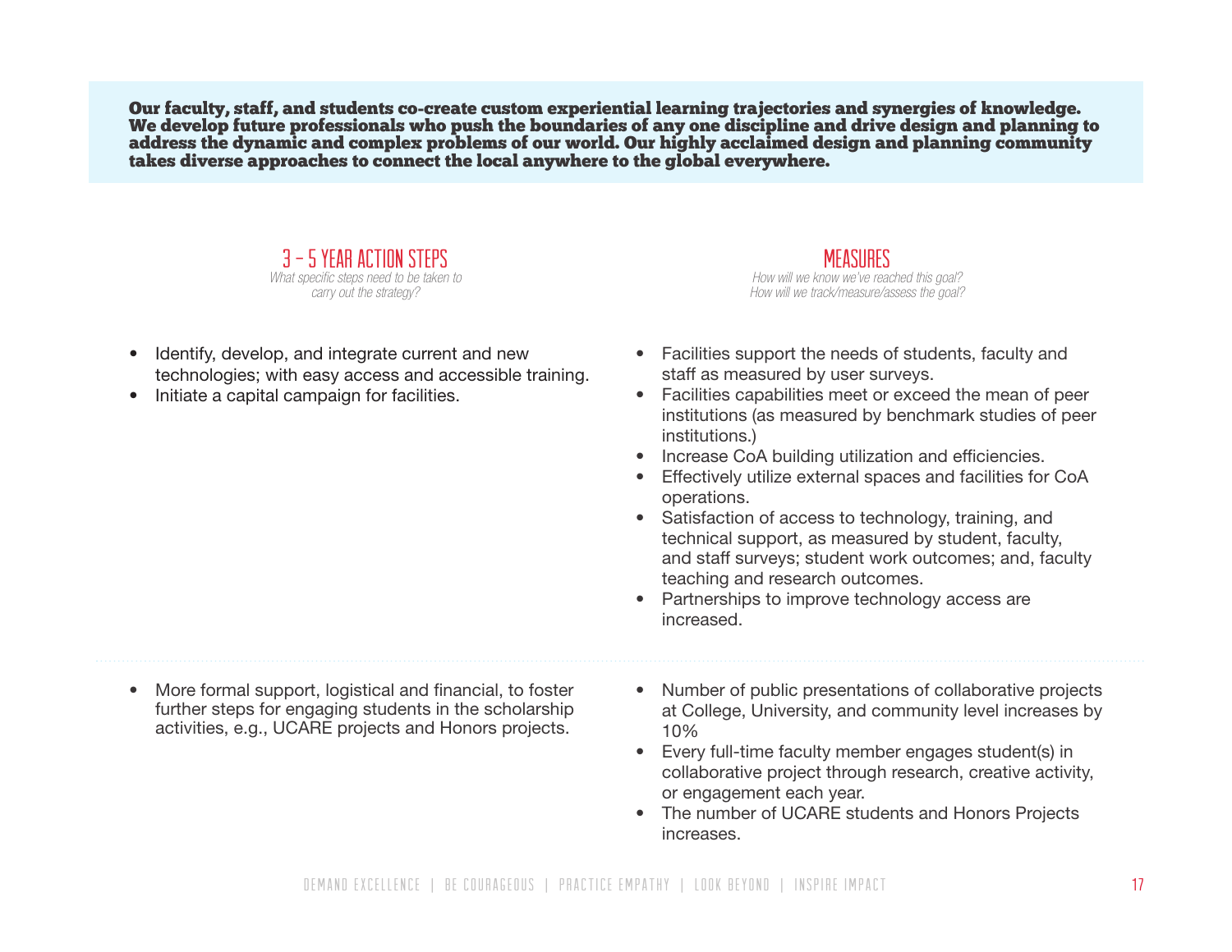**Our faculty, staff, and students co-create custom experiential learning trajectories and synergies of knowledge. We develop future professionals who push the boundaries of any one discipline and drive design and planning to address the dynamic and complex problems of our world. Our highly acclaimed design and planning community takes diverse approaches to connect the local anywhere to the global everywhere.**

| 3 – 5 YEAR ACTION STEPS<br>*What specific steps need to be taken to carry out the strategy?* | MEASURES<br>*How will we know we've reached this goal? How will we track/measure/assess the goal?* |
|---|---|
| • Identify, develop, and integrate current and new technologies; with easy access and accessible training.<br>• Initiate a capital campaign for facilities. | • Facilities support the needs of students, faculty and staff as measured by user surveys.<br>• Facilities capabilities meet or exceed the mean of peer institutions (as measured by benchmark studies of peer institutions.)<br>• Increase CoA building utilization and efficiencies.<br>• Effectively utilize external spaces and facilities for CoA operations.<br>• Satisfaction of access to technology, training, and technical support, as measured by student, faculty, and staff surveys; student work outcomes; and, faculty teaching and research outcomes.<br>• Partnerships to improve technology access are increased. |
| • More formal support, logistical and financial, to foster further steps for engaging students in the scholarship activities, e.g., UCARE projects and Honors projects. | • Number of public presentations of collaborative projects at College, University, and community level increases by 10%<br>• Every full-time faculty member engages student(s) in collaborative project through research, creative activity, or engagement each year.<br>• The number of UCARE students and Honors Projects increases. |

DEMAND EXCELLENCE | BE COURAGEOUS | PRACTICE EMPATHY | LOOK BEYOND | INSPIRE IMPACT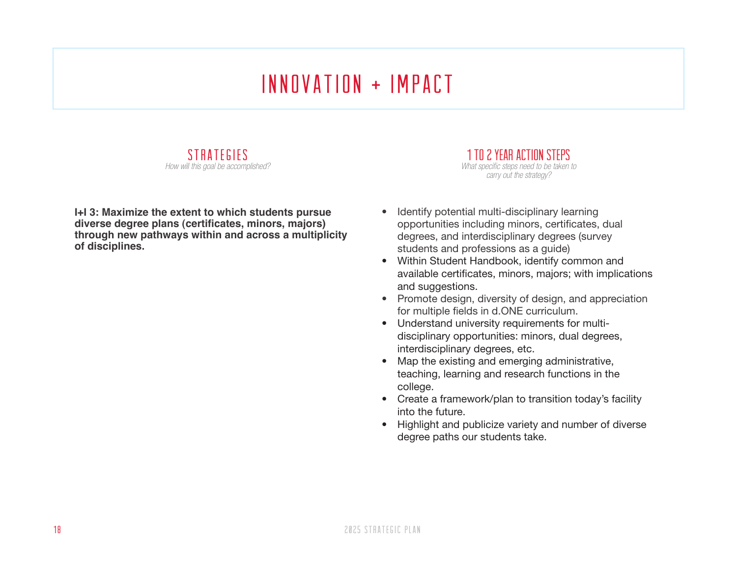# INNOVATION + IMPACT

## STRATEGIES

*How will this goal be accomplished?*

**I+I 3: Maximize the extent to which students pursue diverse degree plans (certificates, minors, majors) through new pathways within and across a multiplicity of disciplines.**

## 1 TO 2 YEAR ACTION STEPS

*What specific steps need to be taken to carry out the strategy?*

- Identify potential multi-disciplinary learning opportunities including minors, certificates, dual degrees, and interdisciplinary degrees (survey students and professions as a guide)
- Within Student Handbook, identify common and available certificates, minors, majors; with implications and suggestions.
- Promote design, diversity of design, and appreciation for multiple fields in d.ONE curriculum.
- Understand university requirements for multi-disciplinary opportunities: minors, dual degrees, interdisciplinary degrees, etc.
- Map the existing and emerging administrative, teaching, learning and research functions in the college.
- Create a framework/plan to transition today's facility into the future.
- Highlight and publicize variety and number of diverse degree paths our students take.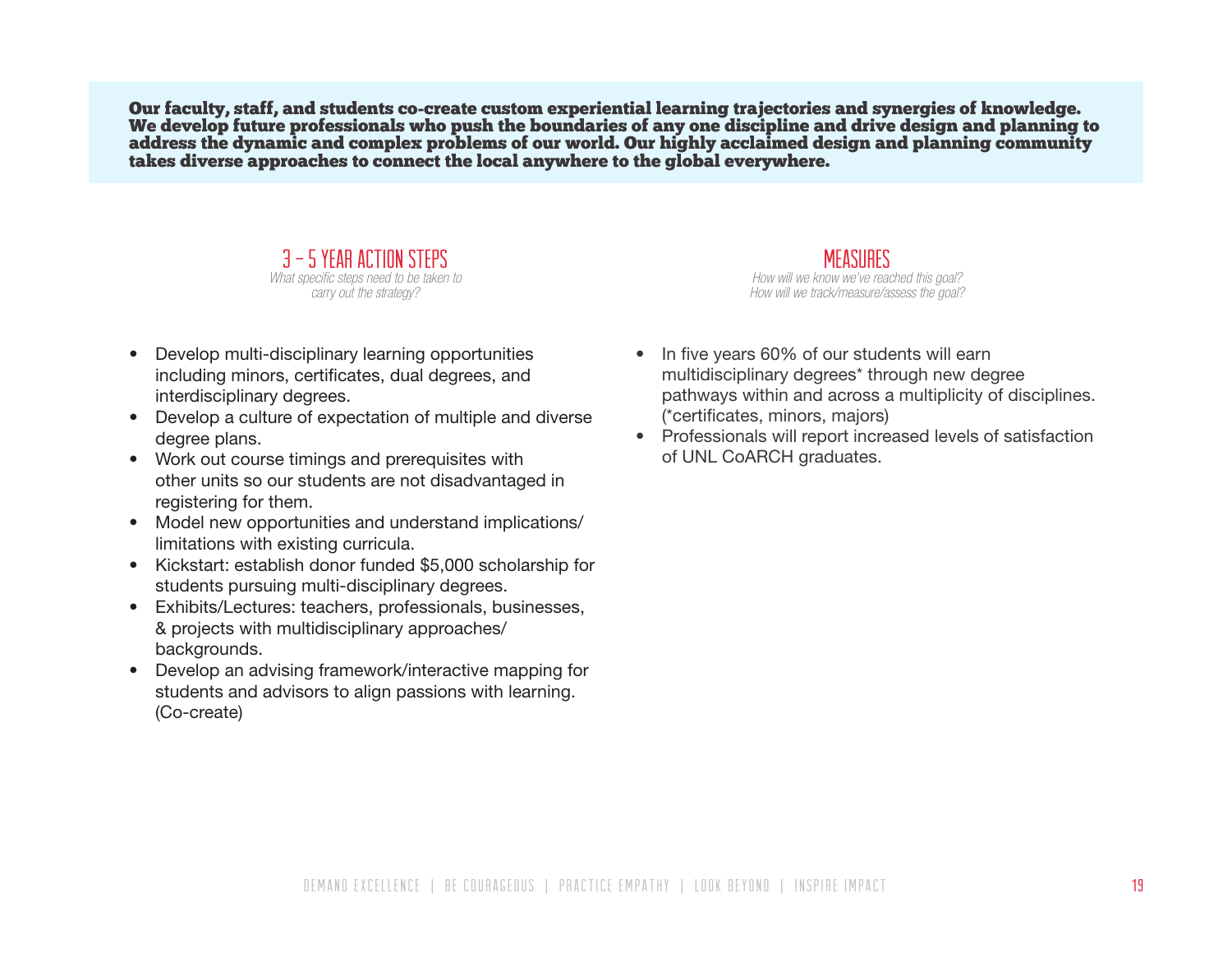**Our faculty, staff, and students co-create custom experiential learning trajectories and synergies of knowledge. We develop future professionals who push the boundaries of any one discipline and drive design and planning to address the dynamic and complex problems of our world. Our highly acclaimed design and planning community takes diverse approaches to connect the local anywhere to the global everywhere.**

## 3 – 5 YEAR ACTION STEPS

*What specific steps need to be taken to carry out the strategy?*

- Develop multi-disciplinary learning opportunities including minors, certificates, dual degrees, and interdisciplinary degrees.
- Develop a culture of expectation of multiple and diverse degree plans.
- Work out course timings and prerequisites with other units so our students are not disadvantaged in registering for them.
- Model new opportunities and understand implications/ limitations with existing curricula.
- Kickstart: establish donor funded $5,000 scholarship for students pursuing multi-disciplinary degrees.
- Exhibits/Lectures: teachers, professionals, businesses, & projects with multidisciplinary approaches/ backgrounds.
- Develop an advising framework/interactive mapping for students and advisors to align passions with learning. (Co-create)

## MEASURES

*How will we know we've reached this goal?*
*How will we track/measure/assess the goal?*

- In five years 60% of our students will earn multidisciplinary degrees* through new degree pathways within and across a multiplicity of disciplines. (*certificates, minors, majors)
- Professionals will report increased levels of satisfaction of UNL CoARCH graduates.

DEMAND EXCELLENCE | BE COURAGEOUS | PRACTICE EMPATHY | LOOK BEYOND | INSPIRE IMPACT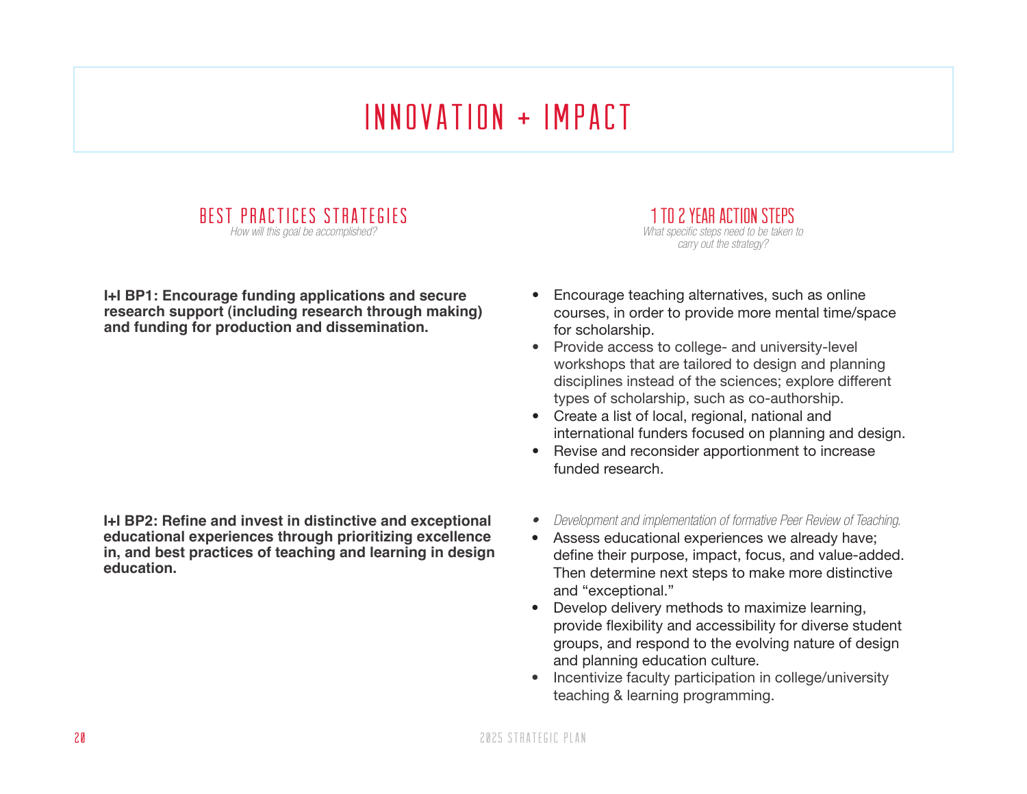# INNOVATION + IMPACT

| BEST PRACTICES STRATEGIES<br>*How will this goal be accomplished?* | 1 TO 2 YEAR ACTION STEPS<br>*What specific steps need to be taken to carry out the strategy?* |
|---|---|
| **I+I BP1: Encourage funding applications and secure research support (including research through making) and funding for production and dissemination.** | • Encourage teaching alternatives, such as online courses, in order to provide more mental time/space for scholarship.<br>• Provide access to college- and university-level workshops that are tailored to design and planning disciplines instead of the sciences; explore different types of scholarship, such as co-authorship.<br>• Create a list of local, regional, national and international funders focused on planning and design.<br>• Revise and reconsider apportionment to increase funded research. |
| **I+I BP2: Refine and invest in distinctive and exceptional educational experiences through prioritizing excellence in, and best practices of teaching and learning in design education.** | • *Development and implementation of formative Peer Review of Teaching.*<br>• Assess educational experiences we already have; define their purpose, impact, focus, and value-added. Then determine next steps to make more distinctive and "exceptional."<br>• Develop delivery methods to maximize learning, provide flexibility and accessibility for diverse student groups, and respond to the evolving nature of design and planning education culture.<br>• Incentivize faculty participation in college/university teaching & learning programming. |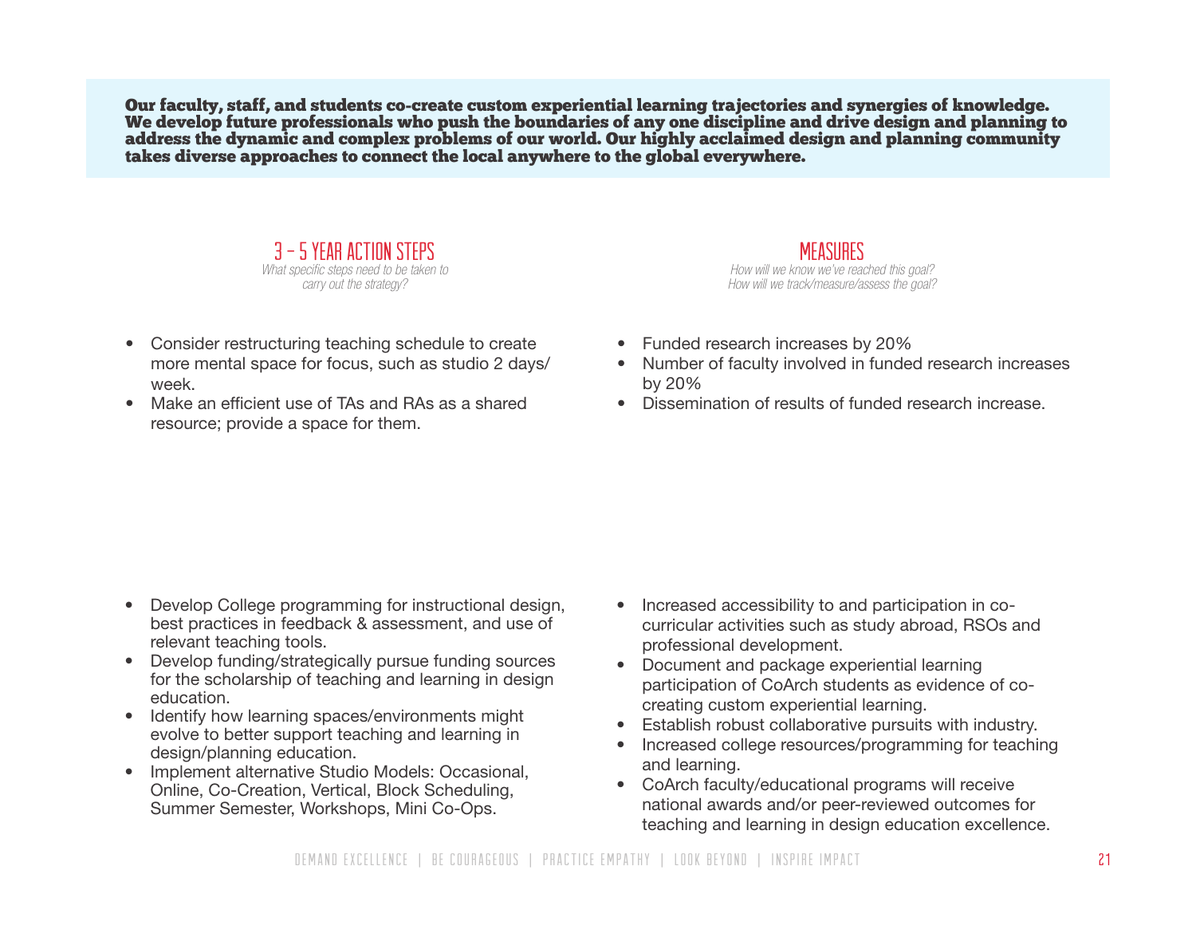**Our faculty, staff, and students co-create custom experiential learning trajectories and synergies of knowledge. We develop future professionals who push the boundaries of any one discipline and drive design and planning to address the dynamic and complex problems of our world. Our highly acclaimed design and planning community takes diverse approaches to connect the local anywhere to the global everywhere.**

## 3 – 5 YEAR ACTION STEPS

*What specific steps need to be taken to carry out the strategy?*

- Consider restructuring teaching schedule to create more mental space for focus, such as studio 2 days/ week.
- Make an efficient use of TAs and RAs as a shared resource; provide a space for them.

## MEASURES

*How will we know we've reached this goal? How will we track/measure/assess the goal?*

- Funded research increases by 20%
- Number of faculty involved in funded research increases by 20%
- Dissemination of results of funded research increase.

## 3 – 5 YEAR ACTION STEPS

- Develop College programming for instructional design, best practices in feedback & assessment, and use of relevant teaching tools.
- Develop funding/strategically pursue funding sources for the scholarship of teaching and learning in design education.
- Identify how learning spaces/environments might evolve to better support teaching and learning in design/planning education.
- Implement alternative Studio Models: Occasional, Online, Co-Creation, Vertical, Block Scheduling, Summer Semester, Workshops, Mini Co-Ops.

## MEASURES

- Increased accessibility to and participation in co-curricular activities such as study abroad, RSOs and professional development.
- Document and package experiential learning participation of CoArch students as evidence of co-creating custom experiential learning.
- Establish robust collaborative pursuits with industry.
- Increased college resources/programming for teaching and learning.
- CoArch faculty/educational programs will receive national awards and/or peer-reviewed outcomes for teaching and learning in design education excellence.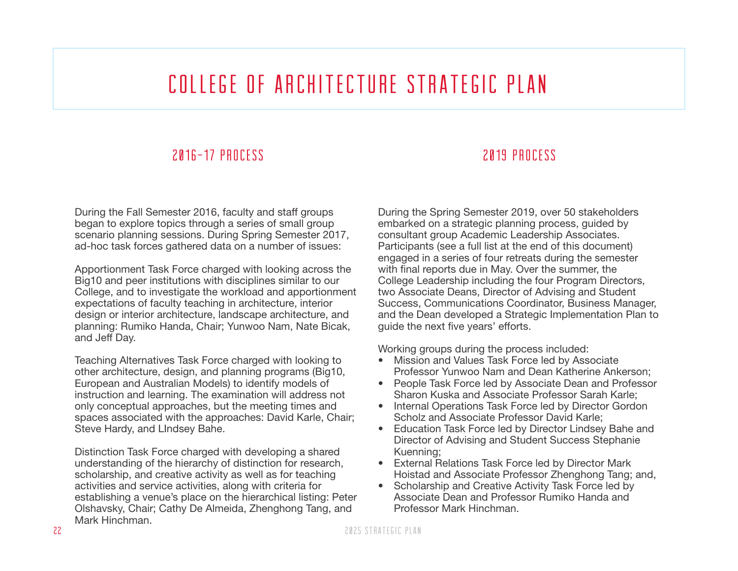# COLLEGE OF ARCHITECTURE STRATEGIC PLAN

## 2016-17 PROCESS

During the Fall Semester 2016, faculty and staff groups began to explore topics through a series of small group scenario planning sessions. During Spring Semester 2017, ad-hoc task forces gathered data on a number of issues:

Apportionment Task Force charged with looking across the Big10 and peer institutions with disciplines similar to our College, and to investigate the workload and apportionment expectations of faculty teaching in architecture, interior design or interior architecture, landscape architecture, and planning: Rumiko Handa, Chair; Yunwoo Nam, Nate Bicak, and Jeff Day.

Teaching Alternatives Task Force charged with looking to other architecture, design, and planning programs (Big10, European and Australian Models) to identify models of instruction and learning. The examination will address not only conceptual approaches, but the meeting times and spaces associated with the approaches: David Karle, Chair; Steve Hardy, and LIndsey Bahe.

Distinction Task Force charged with developing a shared understanding of the hierarchy of distinction for research, scholarship, and creative activity as well as for teaching activities and service activities, along with criteria for establishing a venue's place on the hierarchical listing: Peter Olshavsky, Chair; Cathy De Almeida, Zhenghong Tang, and Mark Hinchman.

## 2019 PROCESS

During the Spring Semester 2019, over 50 stakeholders embarked on a strategic planning process, guided by consultant group Academic Leadership Associates. Participants (see a full list at the end of this document) engaged in a series of four retreats during the semester with final reports due in May. Over the summer, the College Leadership including the four Program Directors, two Associate Deans, Director of Advising and Student Success, Communications Coordinator, Business Manager, and the Dean developed a Strategic Implementation Plan to guide the next five years' efforts.

Working groups during the process included:

- Mission and Values Task Force led by Associate Professor Yunwoo Nam and Dean Katherine Ankerson;
- People Task Force led by Associate Dean and Professor Sharon Kuska and Associate Professor Sarah Karle;
- Internal Operations Task Force led by Director Gordon Scholz and Associate Professor David Karle;
- Education Task Force led by Director Lindsey Bahe and Director of Advising and Student Success Stephanie Kuenning;
- External Relations Task Force led by Director Mark Hoistad and Associate Professor Zhenghong Tang; and,
- Scholarship and Creative Activity Task Force led by Associate Dean and Professor Rumiko Handa and Professor Mark Hinchman.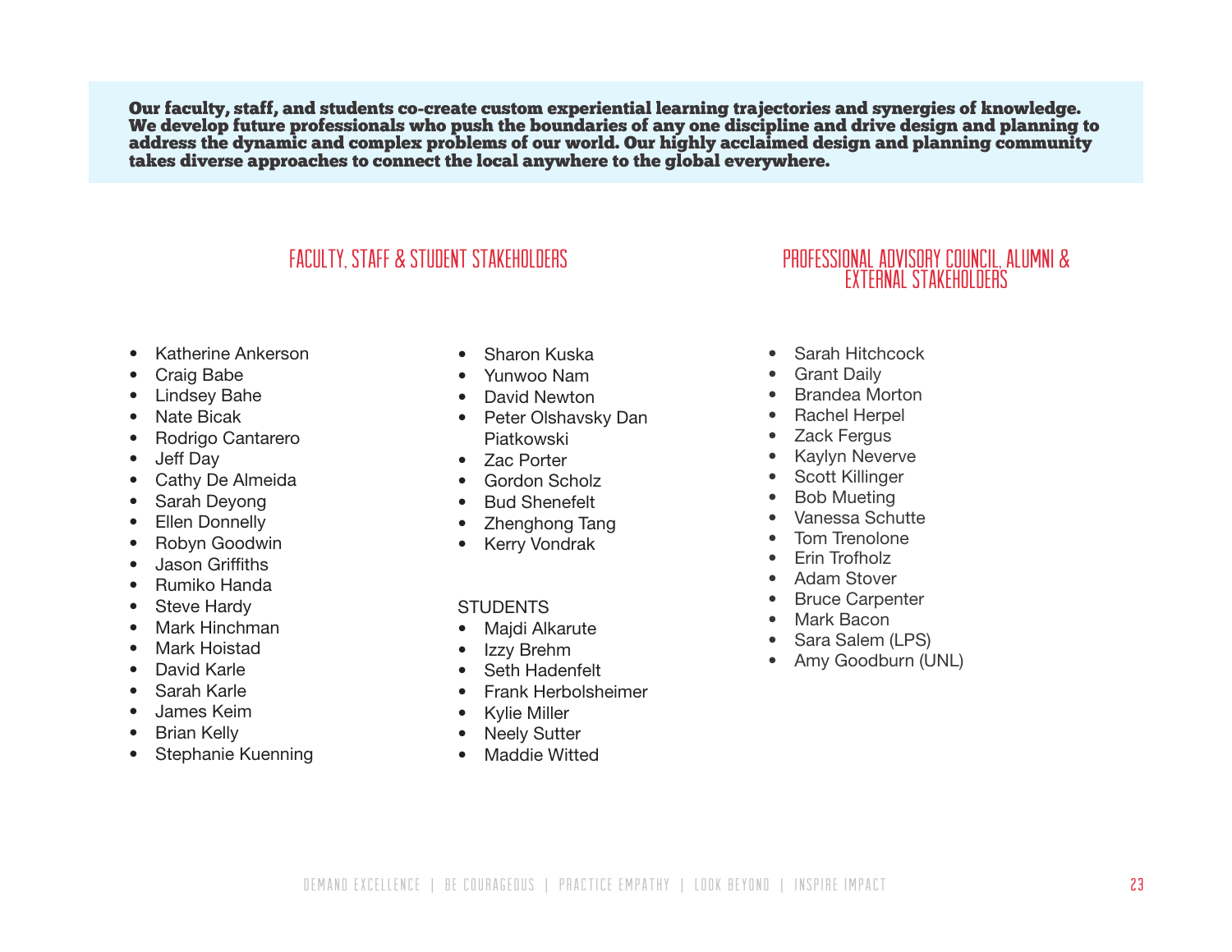**Our faculty, staff, and students co-create custom experiential learning trajectories and synergies of knowledge. We develop future professionals who push the boundaries of any one discipline and drive design and planning to address the dynamic and complex problems of our world. Our highly acclaimed design and planning community takes diverse approaches to connect the local anywhere to the global everywhere.**

## FACULTY, STAFF & STUDENT STAKEHOLDERS

- Katherine Ankerson
- Craig Babe
- Lindsey Bahe
- Nate Bicak
- Rodrigo Cantarero
- Jeff Day
- Cathy De Almeida
- Sarah Deyong
- Ellen Donnelly
- Robyn Goodwin
- Jason Griffiths
- Rumiko Handa
- Steve Hardy
- Mark Hinchman
- Mark Hoistad
- David Karle
- Sarah Karle
- James Keim
- Brian Kelly
- Stephanie Kuenning
- Sharon Kuska
- Yunwoo Nam
- David Newton
- Peter Olshavsky Dan Piatkowski
- Zac Porter
- Gordon Scholz
- Bud Shenefelt
- Zhenghong Tang
- Kerry Vondrak

STUDENTS

- Majdi Alkarute
- Izzy Brehm
- Seth Hadenfelt
- Frank Herbolsheimer
- Kylie Miller
- Neely Sutter
- Maddie Witted

## PROFESSIONAL ADVISORY COUNCIL, ALUMNI & EXTERNAL STAKEHOLDERS

- Sarah Hitchcock
- Grant Daily
- Brandea Morton
- Rachel Herpel
- Zack Fergus
- Kaylyn Neverve
- Scott Killinger
- Bob Mueting
- Vanessa Schutte
- Tom Trenolone
- Erin Trofholz
- Adam Stover
- Bruce Carpenter
- Mark Bacon
- Sara Salem (LPS)
- Amy Goodburn (UNL)